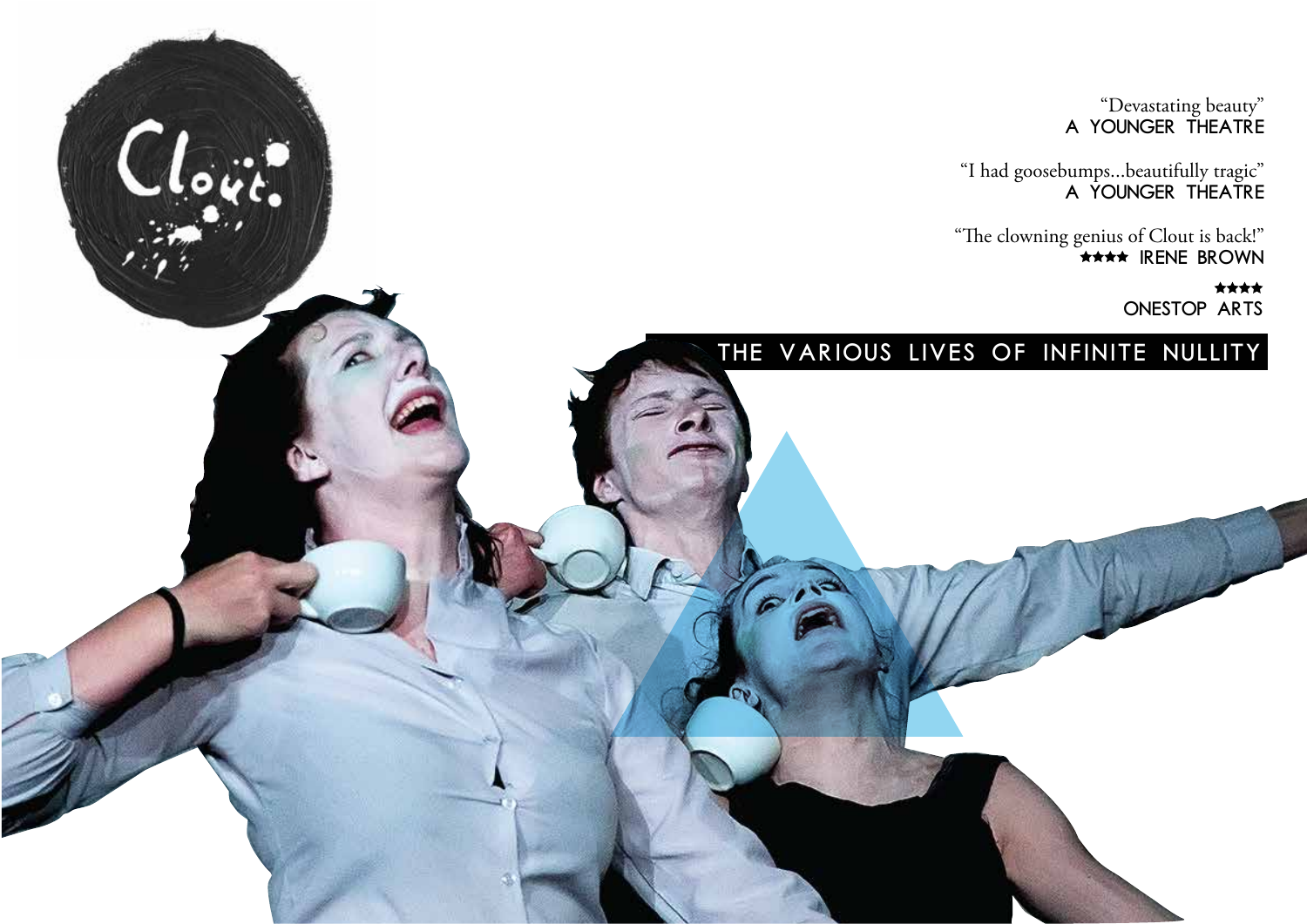Clout

"Devastating beauty"
A YOUNGER THEATRE

"I had goosebumps...beautifully tragic"
A YOUNGER THEATRE

"The clowning genius of Clout is back!"
★★★★ IRENE BROWN

★★★★
ONESTOP ARTS

# THE VARIOUS LIVES OF INFINITE NULLITY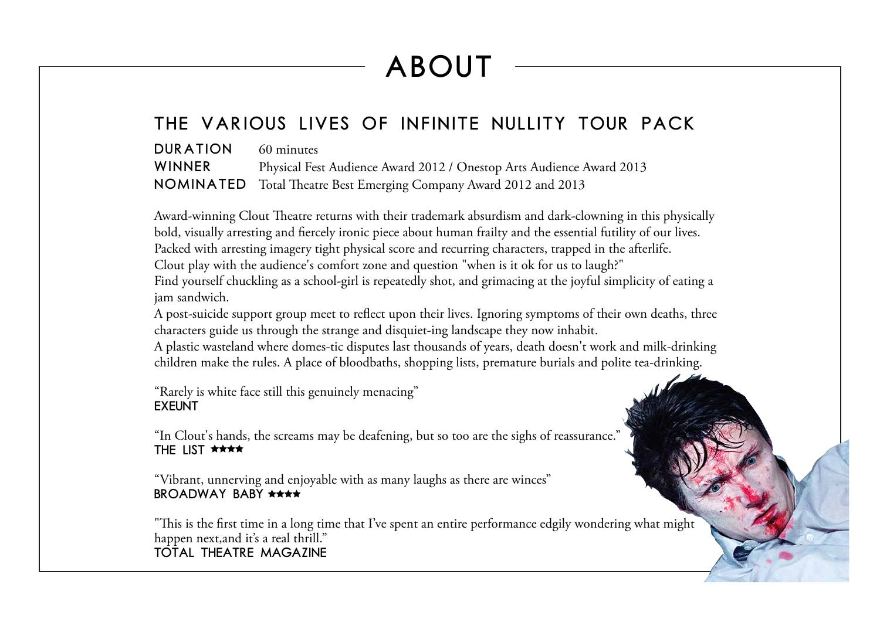# ABOUT

## THE VARIOUS LIVES OF INFINITE NULLITY TOUR PACK

**DURATION** 60 minutes
**WINNER** Physical Fest Audience Award 2012 / Onestop Arts Audience Award 2013
**NOMINATED** Total Theatre Best Emerging Company Award 2012 and 2013

Award-winning Clout Theatre returns with their trademark absurdism and dark-clowning in this physically bold, visually arresting and fiercely ironic piece about human frailty and the essential futility of our lives.
Packed with arresting imagery tight physical score and recurring characters, trapped in the afterlife.
Clout play with the audience's comfort zone and question "when is it ok for us to laugh?"
Find yourself chuckling as a school-girl is repeatedly shot, and grimacing at the joyful simplicity of eating a jam sandwich.
A post-suicide support group meet to reflect upon their lives. Ignoring symptoms of their own deaths, three characters guide us through the strange and disquiet-ing landscape they now inhabit.
A plastic wasteland where domes-tic disputes last thousands of years, death doesn't work and milk-drinking children make the rules. A place of bloodbaths, shopping lists, premature burials and polite tea-drinking.

"Rarely is white face still this genuinely menacing"
**EXEUNT**

"In Clout's hands, the screams may be deafening, but so too are the sighs of reassurance."
**THE LIST ★★★★**

"Vibrant, unnerving and enjoyable with as many laughs as there are winces"
**BROADWAY BABY ★★★★**

"This is the first time in a long time that I've spent an entire performance edgily wondering what might happen next,and it's a real thrill."
**TOTAL THEATRE MAGAZINE**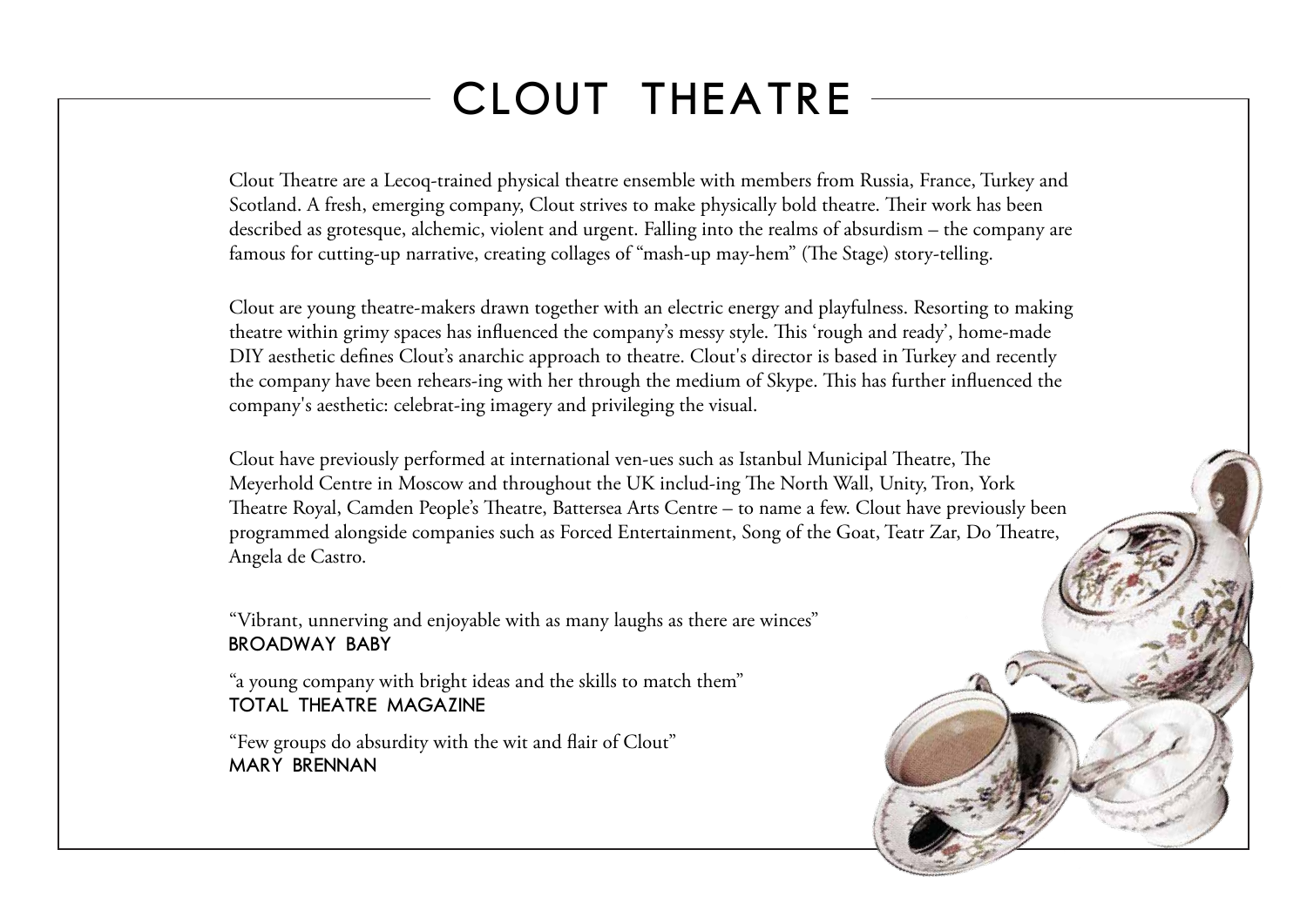# CLOUT THEATRE

Clout Theatre are a Lecoq-trained physical theatre ensemble with members from Russia, France, Turkey and Scotland. A fresh, emerging company, Clout strives to make physically bold theatre. Their work has been described as grotesque, alchemic, violent and urgent. Falling into the realms of absurdism – the company are famous for cutting-up narrative, creating collages of "mash-up may-hem" (The Stage) story-telling.

Clout are young theatre-makers drawn together with an electric energy and playfulness. Resorting to making theatre within grimy spaces has influenced the company's messy style. This 'rough and ready', home-made DIY aesthetic defines Clout's anarchic approach to theatre. Clout's director is based in Turkey and recently the company have been rehears-ing with her through the medium of Skype. This has further influenced the company's aesthetic: celebrat-ing imagery and privileging the visual.

Clout have previously performed at international ven-ues such as Istanbul Municipal Theatre, The Meyerhold Centre in Moscow and throughout the UK includ-ing The North Wall, Unity, Tron, York Theatre Royal, Camden People's Theatre, Battersea Arts Centre – to name a few. Clout have previously been programmed alongside companies such as Forced Entertainment, Song of the Goat, Teatr Zar, Do Theatre, Angela de Castro.

"Vibrant, unnerving and enjoyable with as many laughs as there are winces"
**BROADWAY BABY**

"a young company with bright ideas and the skills to match them"
**TOTAL THEATRE MAGAZINE**

"Few groups do absurdity with the wit and flair of Clout"
**MARY BRENNAN**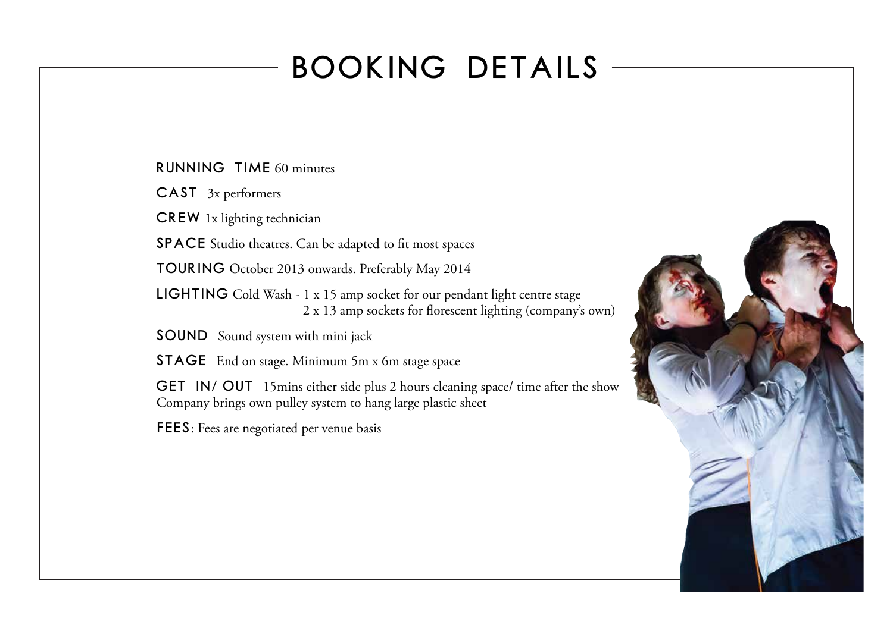# BOOKING DETAILS

**RUNNING TIME** 60 minutes

**CAST** 3x performers

**CREW** 1x lighting technician

**SPACE** Studio theatres. Can be adapted to fit most spaces

**TOURING** October 2013 onwards. Preferably May 2014

**LIGHTING** Cold Wash - 1 x 15 amp socket for our pendant light centre stage
2 x 13 amp sockets for florescent lighting (company's own)

**SOUND** Sound system with mini jack

**STAGE** End on stage. Minimum 5m x 6m stage space

**GET IN/ OUT** 15mins either side plus 2 hours cleaning space/ time after the show
Company brings own pulley system to hang large plastic sheet

**FEES**: Fees are negotiated per venue basis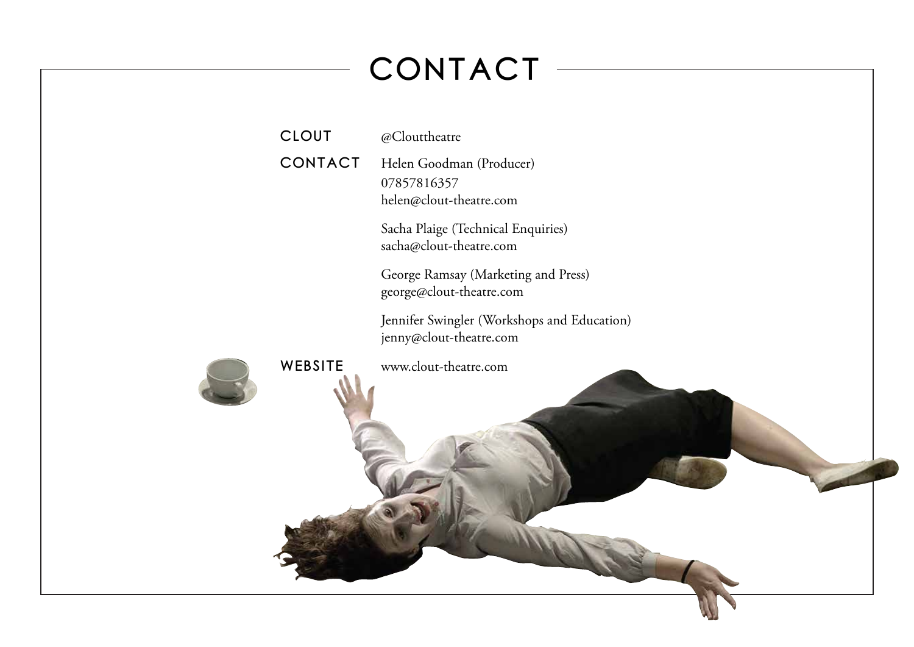# CONTACT

**CLOUT** @Clouttheatre

**CONTACT** Helen Goodman (Producer)
07857816357
helen@clout-theatre.com

Sacha Plaige (Technical Enquiries)
sacha@clout-theatre.com

George Ramsay (Marketing and Press)
george@clout-theatre.com

Jennifer Swingler (Workshops and Education)
jenny@clout-theatre.com

**WEBSITE** www.clout-theatre.com